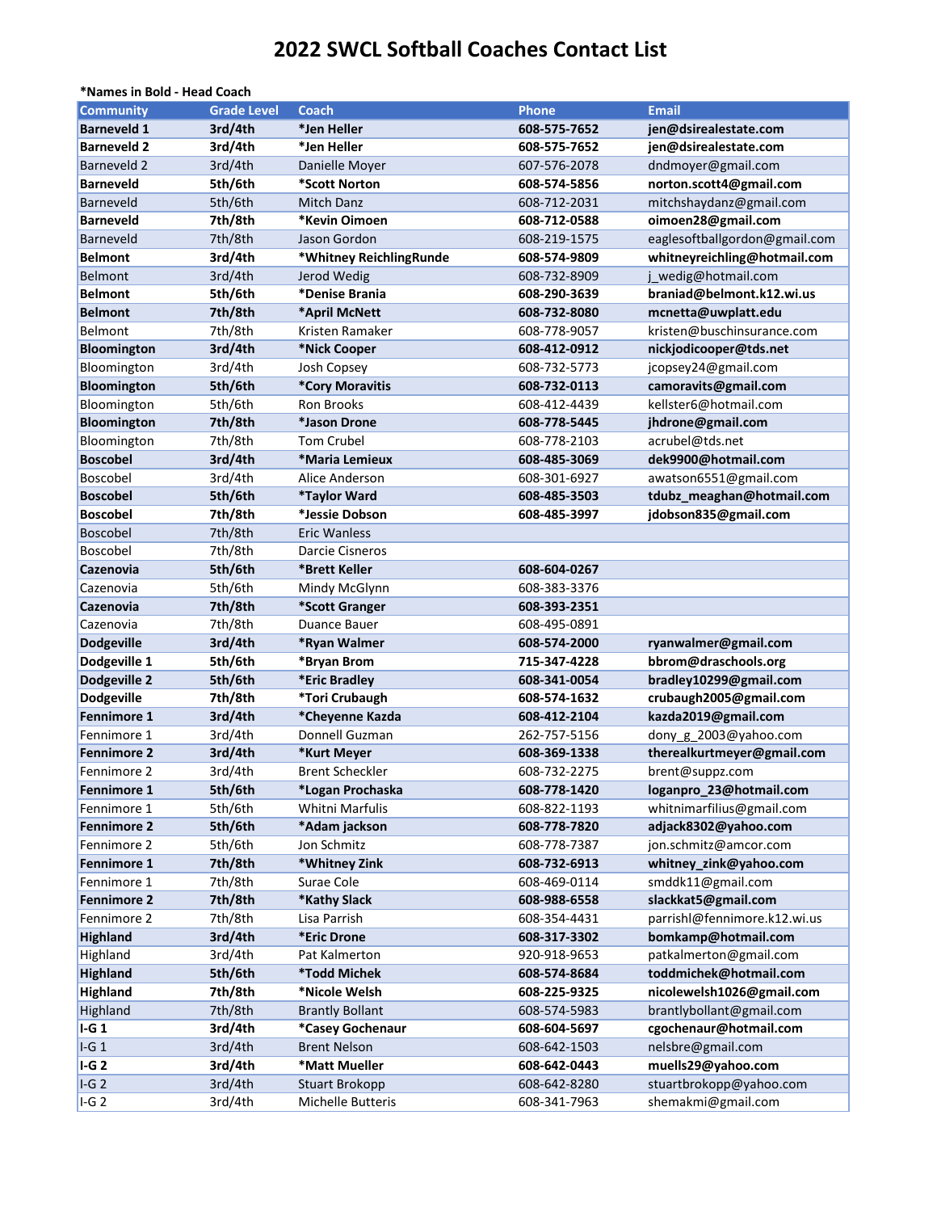# 2022 SWCL Softball Coaches Contact List

***Names in Bold - Head Coach**

| Community | Grade Level | Coach | Phone | Email |
|---|---|---|---|---|
| **Barneveld 1** | **3rd/4th** | ***Jen Heller** | **608-575-7652** | **jen@dsirealestate.com** |
| **Barneveld 2** | **3rd/4th** | ***Jen Heller** | **608-575-7652** | **jen@dsirealestate.com** |
| Barneveld 2 | 3rd/4th | Danielle Moyer | 607-576-2078 | dndmoyer@gmail.com |
| **Barneveld** | **5th/6th** | ***Scott Norton** | **608-574-5856** | **norton.scott4@gmail.com** |
| Barneveld | 5th/6th | Mitch Danz | 608-712-2031 | mitchshaydanz@gmail.com |
| **Barneveld** | **7th/8th** | ***Kevin Oimoen** | **608-712-0588** | **oimoen28@gmail.com** |
| Barneveld | 7th/8th | Jason Gordon | 608-219-1575 | eaglesoftballgordon@gmail.com |
| **Belmont** | **3rd/4th** | ***Whitney ReichlingRunde** | **608-574-9809** | **whitneyreichling@hotmail.com** |
| Belmont | 3rd/4th | Jerod Wedig | 608-732-8909 | j_wedig@hotmail.com |
| **Belmont** | **5th/6th** | ***Denise Brania** | **608-290-3639** | **braniad@belmont.k12.wi.us** |
| **Belmont** | **7th/8th** | ***April McNett** | **608-732-8080** | **mcnetta@uwplatt.edu** |
| Belmont | 7th/8th | Kristen Ramaker | 608-778-9057 | kristen@buschinsurance.com |
| **Bloomington** | **3rd/4th** | ***Nick Cooper** | **608-412-0912** | **nickjodicooper@tds.net** |
| Bloomington | 3rd/4th | Josh Copsey | 608-732-5773 | jcopsey24@gmail.com |
| **Bloomington** | **5th/6th** | ***Cory Moravitis** | **608-732-0113** | **camoravits@gmail.com** |
| Bloomington | 5th/6th | Ron Brooks | 608-412-4439 | kellster6@hotmail.com |
| **Bloomington** | **7th/8th** | ***Jason Drone** | **608-778-5445** | **jhdrone@gmail.com** |
| Bloomington | 7th/8th | Tom Crubel | 608-778-2103 | acrubel@tds.net |
| **Boscobel** | **3rd/4th** | ***Maria Lemieux** | **608-485-3069** | **dek9900@hotmail.com** |
| Boscobel | 3rd/4th | Alice Anderson | 608-301-6927 | awatson6551@gmail.com |
| **Boscobel** | **5th/6th** | ***Taylor Ward** | **608-485-3503** | **tdubz_meaghan@hotmail.com** |
| **Boscobel** | **7th/8th** | ***Jessie Dobson** | **608-485-3997** | **jdobson835@gmail.com** |
| Boscobel | 7th/8th | Eric Wanless | | |
| Boscobel | 7th/8th | Darcie Cisneros | | |
| **Cazenovia** | **5th/6th** | ***Brett Keller** | **608-604-0267** | |
| Cazenovia | 5th/6th | Mindy McGlynn | 608-383-3376 | |
| **Cazenovia** | **7th/8th** | ***Scott Granger** | **608-393-2351** | |
| Cazenovia | 7th/8th | Duance Bauer | 608-495-0891 | |
| **Dodgeville** | **3rd/4th** | ***Ryan Walmer** | **608-574-2000** | **ryanwalmer@gmail.com** |
| **Dodgeville 1** | **5th/6th** | ***Bryan Brom** | **715-347-4228** | **bbrom@draschools.org** |
| **Dodgeville 2** | **5th/6th** | ***Eric Bradley** | **608-341-0054** | **bradley10299@gmail.com** |
| **Dodgeville** | **7th/8th** | ***Tori Crubaugh** | **608-574-1632** | **crubaugh2005@gmail.com** |
| **Fennimore 1** | **3rd/4th** | ***Cheyenne Kazda** | **608-412-2104** | **kazda2019@gmail.com** |
| Fennimore 1 | 3rd/4th | Donnell Guzman | 262-757-5156 | dony_g_2003@yahoo.com |
| **Fennimore 2** | **3rd/4th** | ***Kurt Meyer** | **608-369-1338** | **therealkurtmeyer@gmail.com** |
| Fennimore 2 | 3rd/4th | Brent Scheckler | 608-732-2275 | brent@suppz.com |
| **Fennimore 1** | **5th/6th** | ***Logan Prochaska** | **608-778-1420** | **loganpro_23@hotmail.com** |
| Fennimore 1 | 5th/6th | Whitni Marfulis | 608-822-1193 | whitnimarfilius@gmail.com |
| **Fennimore 2** | **5th/6th** | ***Adam jackson** | **608-778-7820** | **adjack8302@yahoo.com** |
| Fennimore 2 | 5th/6th | Jon Schmitz | 608-778-7387 | jon.schmitz@amcor.com |
| **Fennimore 1** | **7th/8th** | ***Whitney Zink** | **608-732-6913** | **whitney_zink@yahoo.com** |
| Fennimore 1 | 7th/8th | Surae Cole | 608-469-0114 | smddk11@gmail.com |
| **Fennimore 2** | **7th/8th** | ***Kathy Slack** | **608-988-6558** | **slackkat5@gmail.com** |
| Fennimore 2 | 7th/8th | Lisa Parrish | 608-354-4431 | parrishl@fennimore.k12.wi.us |
| **Highland** | **3rd/4th** | ***Eric Drone** | **608-317-3302** | **bomkamp@hotmail.com** |
| Highland | 3rd/4th | Pat Kalmerton | 920-918-9653 | patkalmerton@gmail.com |
| **Highland** | **5th/6th** | ***Todd Michek** | **608-574-8684** | **toddmichek@hotmail.com** |
| **Highland** | **7th/8th** | ***Nicole Welsh** | **608-225-9325** | **nicolewelsh1026@gmail.com** |
| Highland | 7th/8th | Brantly Bollant | 608-574-5983 | brantlybollant@gmail.com |
| **I-G 1** | **3rd/4th** | ***Casey Gochenaur** | **608-604-5697** | **cgochenaur@hotmail.com** |
| I-G 1 | 3rd/4th | Brent Nelson | 608-642-1503 | nelsbre@gmail.com |
| **I-G 2** | **3rd/4th** | ***Matt Mueller** | **608-642-0443** | **muells29@yahoo.com** |
| I-G 2 | 3rd/4th | Stuart Brokopp | 608-642-8280 | stuartbrokopp@yahoo.com |
| I-G 2 | 3rd/4th | Michelle Butteris | 608-341-7963 | shemakmi@gmail.com |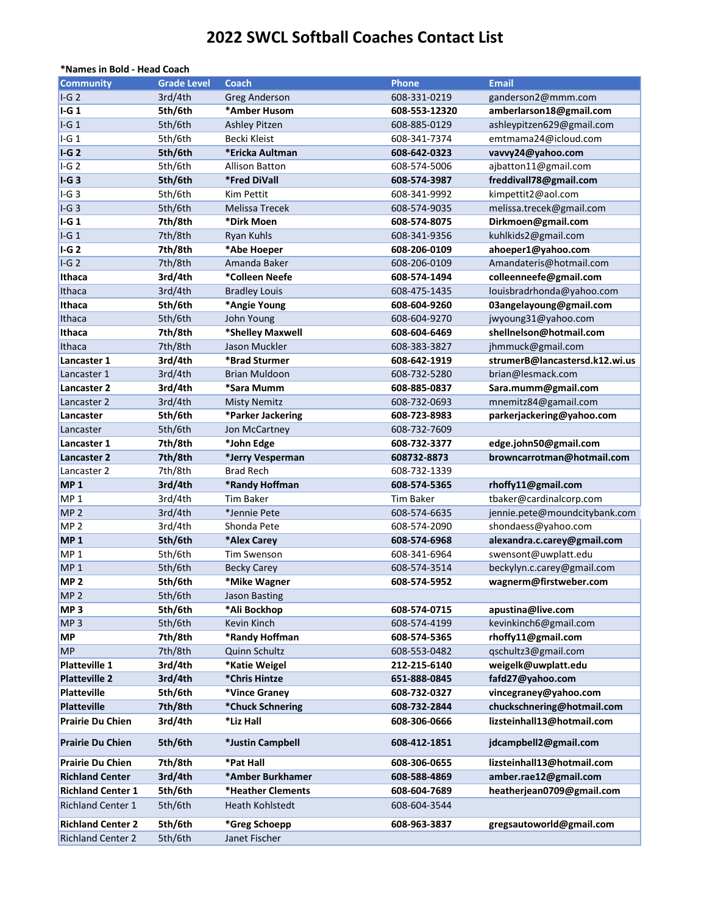# 2022 SWCL Softball Coaches Contact List

**\*Names in Bold - Head Coach**

| Community | Grade Level | Coach | Phone | Email |
|---|---|---|---|---|
| I-G 2 | 3rd/4th | Greg Anderson | 608-331-0219 | ganderson2@mmm.com |
| **I-G 1** | **5th/6th** | **\*Amber Husom** | **608-553-12320** | **amberlarson18@gmail.com** |
| I-G 1 | 5th/6th | Ashley Pitzen | 608-885-0129 | ashleypitzen629@gmail.com |
| I-G 1 | 5th/6th | Becki Kleist | 608-341-7374 | emtmama24@icloud.com |
| **I-G 2** | **5th/6th** | **\*Ericka Aultman** | **608-642-0323** | **vavvy24@yahoo.com** |
| I-G 2 | 5th/6th | Allison Batton | 608-574-5006 | ajbatton11@gmail.com |
| **I-G 3** | **5th/6th** | **\*Fred DiVall** | **608-574-3987** | **freddivall78@gmail.com** |
| I-G 3 | 5th/6th | Kim Pettit | 608-341-9992 | kimpettit2@aol.com |
| I-G 3 | 5th/6th | Melissa Trecek | 608-574-9035 | melissa.trecek@gmail.com |
| **I-G 1** | **7th/8th** | **\*Dirk Moen** | **608-574-8075** | **Dirkmoen@gmail.com** |
| I-G 1 | 7th/8th | Ryan Kuhls | 608-341-9356 | kuhlkids2@gmail.com |
| **I-G 2** | **7th/8th** | **\*Abe Hoeper** | **608-206-0109** | **ahoeper1@yahoo.com** |
| I-G 2 | 7th/8th | Amanda Baker | 608-206-0109 | Amandateris@hotmail.com |
| **Ithaca** | **3rd/4th** | **\*Colleen Neefe** | **608-574-1494** | **colleenneefe@gmail.com** |
| Ithaca | 3rd/4th | Bradley Louis | 608-475-1435 | louisbradrhonda@yahoo.com |
| **Ithaca** | **5th/6th** | **\*Angie Young** | **608-604-9260** | **03angelayoung@gmail.com** |
| Ithaca | 5th/6th | John Young | 608-604-9270 | jwyoung31@yahoo.com |
| **Ithaca** | **7th/8th** | **\*Shelley Maxwell** | **608-604-6469** | **shellnelson@hotmail.com** |
| Ithaca | 7th/8th | Jason Muckler | 608-383-3827 | jhmmuck@gmail.com |
| **Lancaster 1** | **3rd/4th** | **\*Brad Sturmer** | **608-642-1919** | **strumerB@lancastersd.k12.wi.us** |
| Lancaster 1 | 3rd/4th | Brian Muldoon | 608-732-5280 | brian@lesmack.com |
| **Lancaster 2** | **3rd/4th** | **\*Sara Mumm** | **608-885-0837** | **Sara.mumm@gmail.com** |
| Lancaster 2 | 3rd/4th | Misty Nemitz | 608-732-0693 | mnemitz84@gamail.com |
| **Lancaster** | **5th/6th** | **\*Parker Jackering** | **608-723-8983** | **parkerjackering@yahoo.com** |
| Lancaster | 5th/6th | Jon McCartney | 608-732-7609 | |
| **Lancaster 1** | **7th/8th** | **\*John Edge** | **608-732-3377** | **edge.john50@gmail.com** |
| **Lancaster 2** | **7th/8th** | **\*Jerry Vesperman** | **608732-8873** | **browncarrotman@hotmail.com** |
| Lancaster 2 | 7th/8th | Brad Rech | 608-732-1339 | |
| **MP 1** | **3rd/4th** | **\*Randy Hoffman** | **608-574-5365** | **rhoffy11@gmail.com** |
| MP 1 | 3rd/4th | Tim Baker | Tim Baker | tbaker@cardinalcorp.com |
| MP 2 | 3rd/4th | \*Jennie Pete | 608-574-6635 | jennie.pete@moundcitybank.com |
| MP 2 | 3rd/4th | Shonda Pete | 608-574-2090 | shondaess@yahoo.com |
| **MP 1** | **5th/6th** | **\*Alex Carey** | **608-574-6968** | **alexandra.c.carey@gmail.com** |
| MP 1 | 5th/6th | Tim Swenson | 608-341-6964 | swensont@uwplatt.edu |
| MP 1 | 5th/6th | Becky Carey | 608-574-3514 | beckylyn.c.carey@gmail.com |
| **MP 2** | **5th/6th** | **\*Mike Wagner** | **608-574-5952** | **wagnerm@firstweber.com** |
| MP 2 | 5th/6th | Jason Basting | | |
| **MP 3** | **5th/6th** | **\*Ali Bockhop** | **608-574-0715** | **apustina@live.com** |
| MP 3 | 5th/6th | Kevin Kinch | 608-574-4199 | kevinkinch6@gmail.com |
| **MP** | **7th/8th** | **\*Randy Hoffman** | **608-574-5365** | **rhoffy11@gmail.com** |
| MP | 7th/8th | Quinn Schultz | 608-553-0482 | qschultz3@gmail.com |
| **Platteville 1** | **3rd/4th** | **\*Katie Weigel** | **212-215-6140** | **weigelk@uwplatt.edu** |
| **Platteville 2** | **3rd/4th** | **\*Chris Hintze** | **651-888-0845** | **fafd27@yahoo.com** |
| **Platteville** | **5th/6th** | **\*Vince Graney** | **608-732-0327** | **vincegraney@yahoo.com** |
| **Platteville** | **7th/8th** | **\*Chuck Schnering** | **608-732-2844** | **chuckschnering@hotmail.com** |
| **Prairie Du Chien** | **3rd/4th** | **\*Liz Hall** | **608-306-0666** | **lizsteinhall13@hotmail.com** |
| **Prairie Du Chien** | **5th/6th** | **\*Justin Campbell** | **608-412-1851** | **jdcampbell2@gmail.com** |
| **Prairie Du Chien** | **7th/8th** | **\*Pat Hall** | **608-306-0655** | **lizsteinhall13@hotmail.com** |
| **Richland Center** | **3rd/4th** | **\*Amber Burkhamer** | **608-588-4869** | **amber.rae12@gmail.com** |
| **Richland Center 1** | **5th/6th** | **\*Heather Clements** | **608-604-7689** | **heatherjean0709@gmail.com** |
| Richland Center 1 | 5th/6th | Heath Kohlstedt | 608-604-3544 | |
| **Richland Center 2** | **5th/6th** | **\*Greg Schoepp** | **608-963-3837** | **gregsautoworld@gmail.com** |
| Richland Center 2 | 5th/6th | Janet Fischer | | |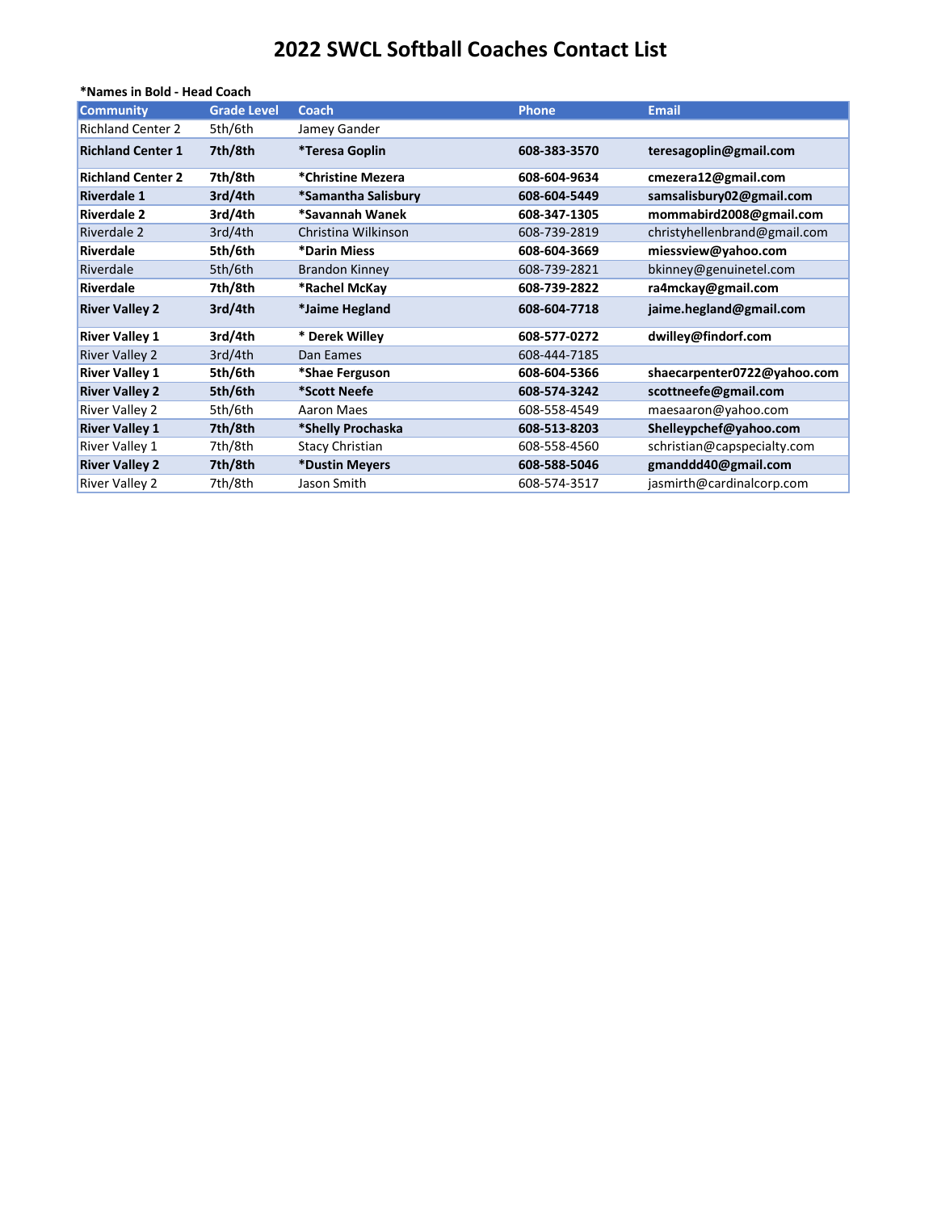# 2022 SWCL Softball Coaches Contact List

**\*Names in Bold - Head Coach**

| Community | Grade Level | Coach | Phone | Email |
|---|---|---|---|---|
| Richland Center 2 | 5th/6th | Jamey Gander | | |
| **Richland Center 1** | **7th/8th** | **\*Teresa Goplin** | **608-383-3570** | **teresagoplin@gmail.com** |
| **Richland Center 2** | **7th/8th** | **\*Christine Mezera** | **608-604-9634** | **cmezera12@gmail.com** |
| **Riverdale 1** | **3rd/4th** | **\*Samantha Salisbury** | **608-604-5449** | **samsalisbury02@gmail.com** |
| **Riverdale 2** | **3rd/4th** | **\*Savannah Wanek** | **608-347-1305** | **mommabird2008@gmail.com** |
| Riverdale 2 | 3rd/4th | Christina Wilkinson | 608-739-2819 | christyhellenbrand@gmail.com |
| **Riverdale** | **5th/6th** | **\*Darin Miess** | **608-604-3669** | **miessview@yahoo.com** |
| Riverdale | 5th/6th | Brandon Kinney | 608-739-2821 | bkinney@genuinetel.com |
| **Riverdale** | **7th/8th** | **\*Rachel McKay** | **608-739-2822** | **ra4mckay@gmail.com** |
| **River Valley 2** | **3rd/4th** | **\*Jaime Hegland** | **608-604-7718** | **jaime.hegland@gmail.com** |
| **River Valley 1** | **3rd/4th** | **\* Derek Willey** | **608-577-0272** | **dwilley@findorf.com** |
| River Valley 2 | 3rd/4th | Dan Eames | 608-444-7185 | |
| **River Valley 1** | **5th/6th** | **\*Shae Ferguson** | **608-604-5366** | **shaecarpenter0722@yahoo.com** |
| **River Valley 2** | **5th/6th** | **\*Scott Neefe** | **608-574-3242** | **scottneefe@gmail.com** |
| River Valley 2 | 5th/6th | Aaron Maes | 608-558-4549 | maesaaron@yahoo.com |
| **River Valley 1** | **7th/8th** | **\*Shelly Prochaska** | **608-513-8203** | **Shelleypchef@yahoo.com** |
| River Valley 1 | 7th/8th | Stacy Christian | 608-558-4560 | schristian@capspecialty.com |
| **River Valley 2** | **7th/8th** | **\*Dustin Meyers** | **608-588-5046** | **gmanddd40@gmail.com** |
| River Valley 2 | 7th/8th | Jason Smith | 608-574-3517 | jasmirth@cardinalcorp.com |